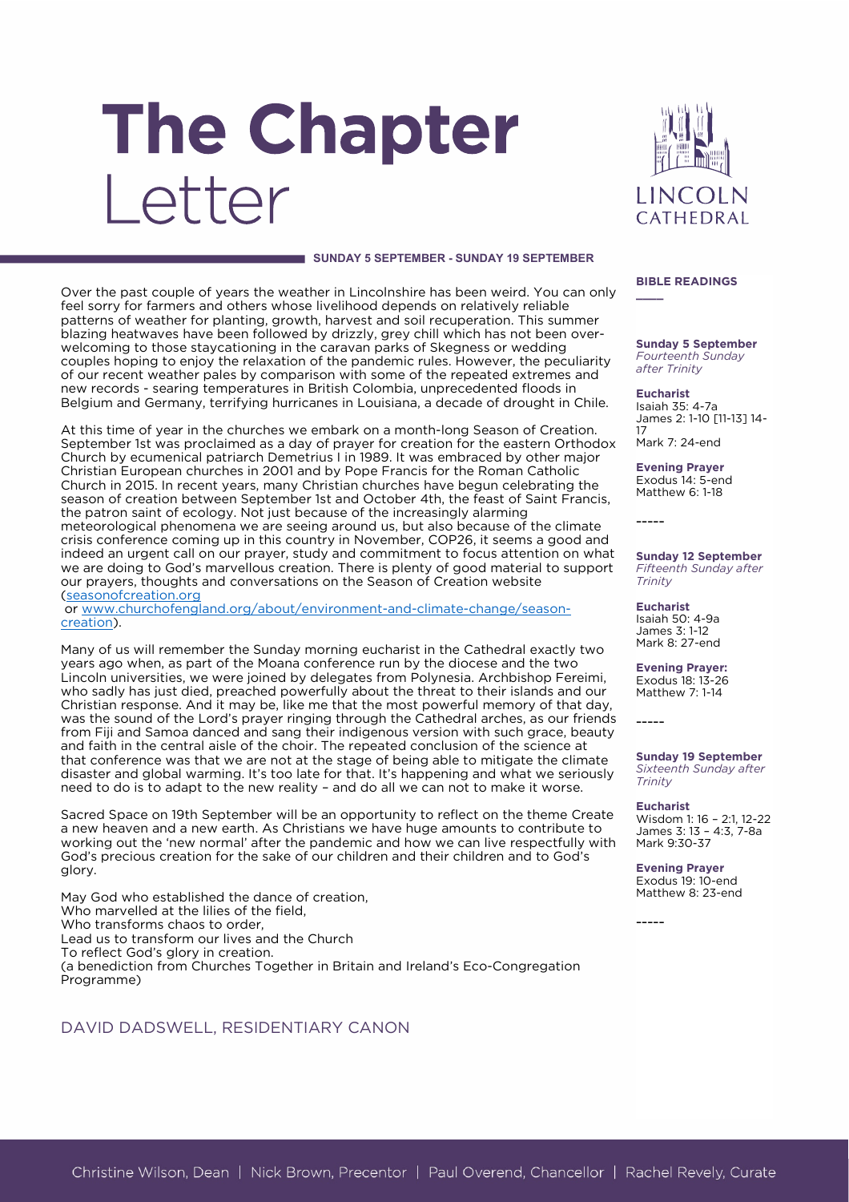# The Chapter Letter

LINCOLN CATHEDRAL

**SUNDAY 5 SEPTEMBER - SUNDAY 19 SEPTEMBER**

Over the past couple of years the weather in Lincolnshire has been weird. You can only feel sorry for farmers and others whose livelihood depends on relatively reliable patterns of weather for planting, growth, harvest and soil recuperation. This summer blazing heatwaves have been followed by drizzly, grey chill which has not been over-welcoming to those staycationing in the caravan parks of Skegness or wedding couples hoping to enjoy the relaxation of the pandemic rules. However, the peculiarity of our recent weather pales by comparison with some of the repeated extremes and new records - searing temperatures in British Colombia, unprecedented floods in Belgium and Germany, terrifying hurricanes in Louisiana, a decade of drought in Chile.

At this time of year in the churches we embark on a month-long Season of Creation. September 1st was proclaimed as a day of prayer for creation for the eastern Orthodox Church by ecumenical patriarch Demetrius I in 1989. It was embraced by other major Christian European churches in 2001 and by Pope Francis for the Roman Catholic Church in 2015. In recent years, many Christian churches have begun celebrating the season of creation between September 1st and October 4th, the feast of Saint Francis, the patron saint of ecology. Not just because of the increasingly alarming meteorological phenomena we are seeing around us, but also because of the climate crisis conference coming up in this country in November, COP26, it seems a good and indeed an urgent call on our prayer, study and commitment to focus attention on what we are doing to God's marvellous creation. There is plenty of good material to support our prayers, thoughts and conversations on the Season of Creation website ([seasonofcreation.org](seasonofcreation.org) or [www.churchofengland.org/about/environment-and-climate-change/season-creation](www.churchofengland.org/about/environment-and-climate-change/season-creation)).

Many of us will remember the Sunday morning eucharist in the Cathedral exactly two years ago when, as part of the Moana conference run by the diocese and the two Lincoln universities, we were joined by delegates from Polynesia. Archbishop Fereimi, who sadly has just died, preached powerfully about the threat to their islands and our Christian response. And it may be, like me that the most powerful memory of that day, was the sound of the Lord's prayer ringing through the Cathedral arches, as our friends from Fiji and Samoa danced and sang their indigenous version with such grace, beauty and faith in the central aisle of the choir. The repeated conclusion of the science at that conference was that we are not at the stage of being able to mitigate the climate disaster and global warming. It's too late for that. It's happening and what we seriously need to do is to adapt to the new reality – and do all we can not to make it worse.

Sacred Space on 19th September will be an opportunity to reflect on the theme Create a new heaven and a new earth. As Christians we have huge amounts to contribute to working out the 'new normal' after the pandemic and how we can live respectfully with God's precious creation for the sake of our children and their children and to God's glory.

May God who established the dance of creation,  
Who marvelled at the lilies of the field,  
Who transforms chaos to order,  
Lead us to transform our lives and the Church  
To reflect God's glory in creation.  
(a benediction from Churches Together in Britain and Ireland's Eco-Congregation Programme)

DAVID DADSWELL, RESIDENTIARY CANON

## BIBLE READINGS

**Sunday 5 September**  
*Fourteenth Sunday after Trinity*

**Eucharist**  
Isaiah 35: 4-7a  
James 2: 1-10 [11-13] 14-17  
Mark 7: 24-end

**Evening Prayer**  
Exodus 14: 5-end  
Matthew 6: 1-18

-----

**Sunday 12 September**  
*Fifteenth Sunday after Trinity*

**Eucharist**  
Isaiah 50: 4-9a  
James 3: 1-12  
Mark 8: 27-end

**Evening Prayer:**  
Exodus 18: 13-26  
Matthew 7: 1-14

-----

**Sunday 19 September**  
*Sixteenth Sunday after Trinity*

**Eucharist**  
Wisdom 1: 16 – 2:1, 12-22  
James 3: 13 – 4:3, 7-8a  
Mark 9:30-37

**Evening Prayer**  
Exodus 19: 10-end  
Matthew 8: 23-end

-----

Christine Wilson, Dean | Nick Brown, Precentor | Paul Overend, Chancellor | Rachel Revely, Curate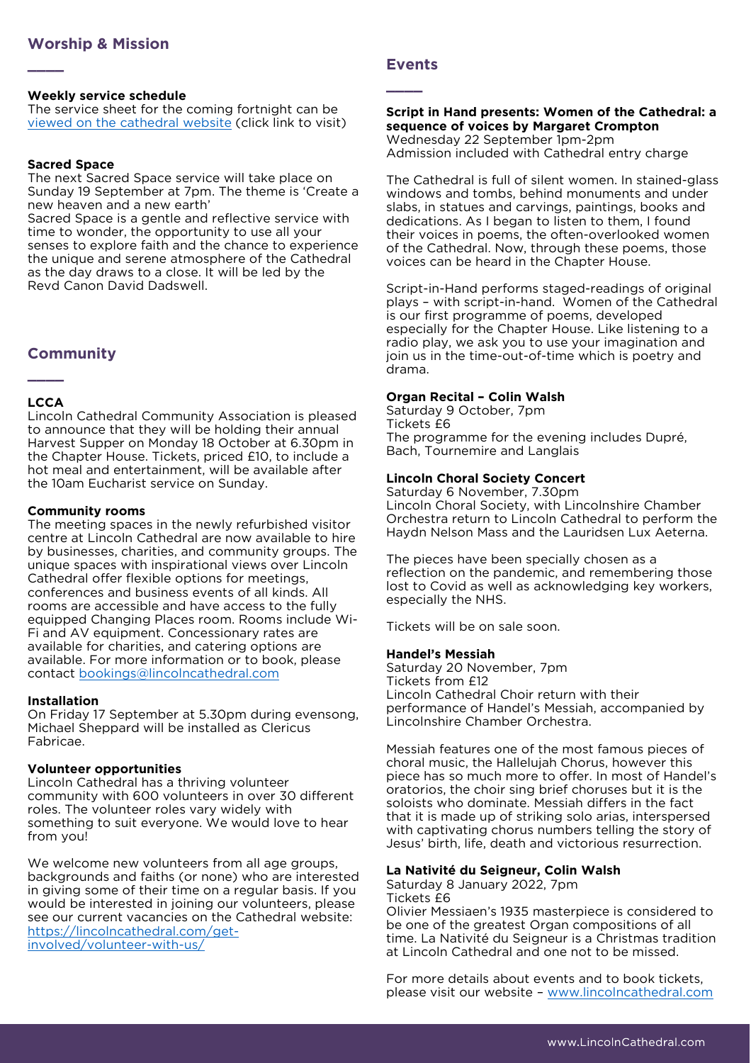## Worship & Mission

**Weekly service schedule**
The service sheet for the coming fortnight can be [viewed on the cathedral website](https://lincolncathedral.com) (click link to visit)

**Sacred Space**
The next Sacred Space service will take place on Sunday 19 September at 7pm. The theme is 'Create a new heaven and a new earth'
Sacred Space is a gentle and reflective service with time to wonder, the opportunity to use all your senses to explore faith and the chance to experience the unique and serene atmosphere of the Cathedral as the day draws to a close. It will be led by the Revd Canon David Dadswell.

## Community

**LCCA**
Lincoln Cathedral Community Association is pleased to announce that they will be holding their annual Harvest Supper on Monday 18 October at 6.30pm in the Chapter House. Tickets, priced £10, to include a hot meal and entertainment, will be available after the 10am Eucharist service on Sunday.

**Community rooms**
The meeting spaces in the newly refurbished visitor centre at Lincoln Cathedral are now available to hire by businesses, charities, and community groups. The unique spaces with inspirational views over Lincoln Cathedral offer flexible options for meetings, conferences and business events of all kinds. All rooms are accessible and have access to the fully equipped Changing Places room. Rooms include Wi-Fi and AV equipment. Concessionary rates are available for charities, and catering options are available. For more information or to book, please contact [bookings@lincolncathedral.com](mailto:bookings@lincolncathedral.com)

**Installation**
On Friday 17 September at 5.30pm during evensong, Michael Sheppard will be installed as Clericus Fabricae.

**Volunteer opportunities**
Lincoln Cathedral has a thriving volunteer community with 600 volunteers in over 30 different roles. The volunteer roles vary widely with something to suit everyone. We would love to hear from you!

We welcome new volunteers from all age groups, backgrounds and faiths (or none) who are interested in giving some of their time on a regular basis. If you would be interested in joining our volunteers, please see our current vacancies on the Cathedral website: [https://lincolncathedral.com/get-involved/volunteer-with-us/](https://lincolncathedral.com/get-involved/volunteer-with-us/)

## Events

**Script in Hand presents: Women of the Cathedral: a sequence of voices by Margaret Crompton**
Wednesday 22 September 1pm-2pm
Admission included with Cathedral entry charge

The Cathedral is full of silent women. In stained-glass windows and tombs, behind monuments and under slabs, in statues and carvings, paintings, books and dedications. As I began to listen to them, I found their voices in poems, the often-overlooked women of the Cathedral. Now, through these poems, those voices can be heard in the Chapter House.

Script-in-Hand performs staged-readings of original plays – with script-in-hand. Women of the Cathedral is our first programme of poems, developed especially for the Chapter House. Like listening to a radio play, we ask you to use your imagination and join us in the time-out-of-time which is poetry and drama.

**Organ Recital – Colin Walsh**
Saturday 9 October, 7pm
Tickets £6
The programme for the evening includes Dupré, Bach, Tournemire and Langlais

**Lincoln Choral Society Concert**
Saturday 6 November, 7.30pm
Lincoln Choral Society, with Lincolnshire Chamber Orchestra return to Lincoln Cathedral to perform the Haydn Nelson Mass and the Lauridsen Lux Aeterna.

The pieces have been specially chosen as a reflection on the pandemic, and remembering those lost to Covid as well as acknowledging key workers, especially the NHS.

Tickets will be on sale soon.

**Handel's Messiah**
Saturday 20 November, 7pm
Tickets from £12
Lincoln Cathedral Choir return with their performance of Handel's Messiah, accompanied by Lincolnshire Chamber Orchestra.

Messiah features one of the most famous pieces of choral music, the Hallelujah Chorus, however this piece has so much more to offer. In most of Handel's oratorios, the choir sing brief choruses but it is the soloists who dominate. Messiah differs in the fact that it is made up of striking solo arias, interspersed with captivating chorus numbers telling the story of Jesus' birth, life, death and victorious resurrection.

**La Nativité du Seigneur, Colin Walsh**
Saturday 8 January 2022, 7pm
Tickets £6
Olivier Messiaen's 1935 masterpiece is considered to be one of the greatest Organ compositions of all time. La Nativité du Seigneur is a Christmas tradition at Lincoln Cathedral and one not to be missed.

For more details about events and to book tickets, please visit our website – [www.lincolncathedral.com](http://www.lincolncathedral.com)